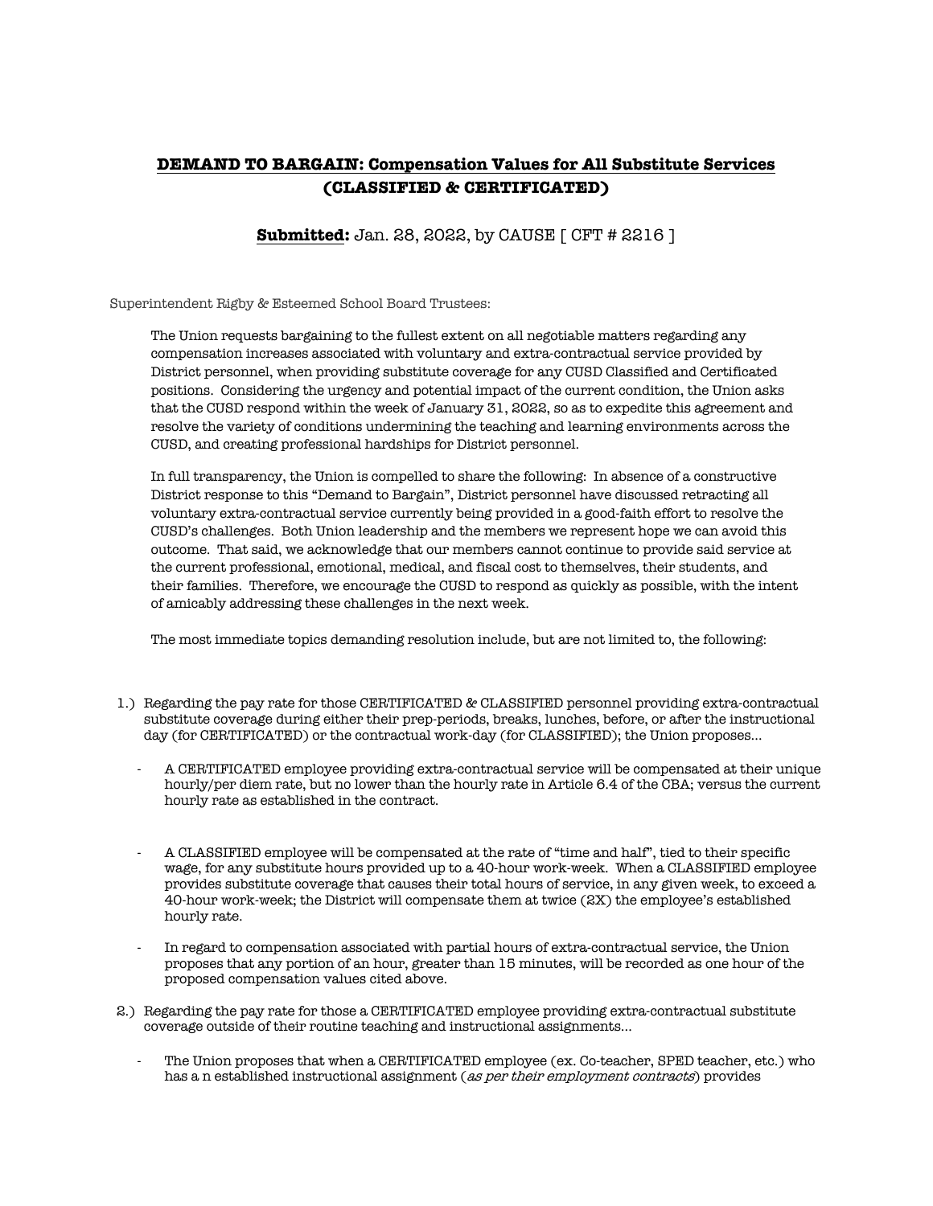## **DEMAND TO BARGAIN: Compensation Values for All Substitute Services (CLASSIFIED & CERTIFICATED)**

**Submitted:** Jan. 28, 2022, by CAUSE [ CFT # 2216 ]

Superintendent Rigby & Esteemed School Board Trustees:

The Union requests bargaining to the fullest extent on all negotiable matters regarding any compensation increases associated with voluntary and extra-contractual service provided by District personnel, when providing substitute coverage for any CUSD Classified and Certificated positions. Considering the urgency and potential impact of the current condition, the Union asks that the CUSD respond within the week of January 31, 2022, so as to expedite this agreement and resolve the variety of conditions undermining the teaching and learning environments across the CUSD, and creating professional hardships for District personnel.

In full transparency, the Union is compelled to share the following: In absence of a constructive District response to this "Demand to Bargain", District personnel have discussed retracting all voluntary extra-contractual service currently being provided in a good-faith effort to resolve the CUSD's challenges. Both Union leadership and the members we represent hope we can avoid this outcome. That said, we acknowledge that our members cannot continue to provide said service at the current professional, emotional, medical, and fiscal cost to themselves, their students, and their families. Therefore, we encourage the CUSD to respond as quickly as possible, with the intent of amicably addressing these challenges in the next week.

The most immediate topics demanding resolution include, but are not limited to, the following:

1.) Regarding the pay rate for those CERTIFICATED & CLASSIFIED personnel providing extra-contractual substitute coverage during either their prep-periods, breaks, lunches, before, or after the instructional day (for CERTIFICATED) or the contractual work-day (for CLASSIFIED); the Union proposes...

- A CERTIFICATED employee providing extra-contractual service will be compensated at their unique hourly/per diem rate, but no lower than the hourly rate in Article 6.4 of the CBA; versus the current hourly rate as established in the contract.

- A CLASSIFIED employee will be compensated at the rate of "time and half", tied to their specific wage, for any substitute hours provided up to a 40-hour work-week. When a CLASSIFIED employee provides substitute coverage that causes their total hours of service, in any given week, to exceed a 40-hour work-week; the District will compensate them at twice (2X) the employee's established hourly rate.

- In regard to compensation associated with partial hours of extra-contractual service, the Union proposes that any portion of an hour, greater than 15 minutes, will be recorded as one hour of the proposed compensation values cited above.

2.) Regarding the pay rate for those a CERTIFICATED employee providing extra-contractual substitute coverage outside of their routine teaching and instructional assignments...

- The Union proposes that when a CERTIFICATED employee (ex. Co-teacher, SPED teacher, etc.) who has a n established instructional assignment (*as per their employment contracts*) provides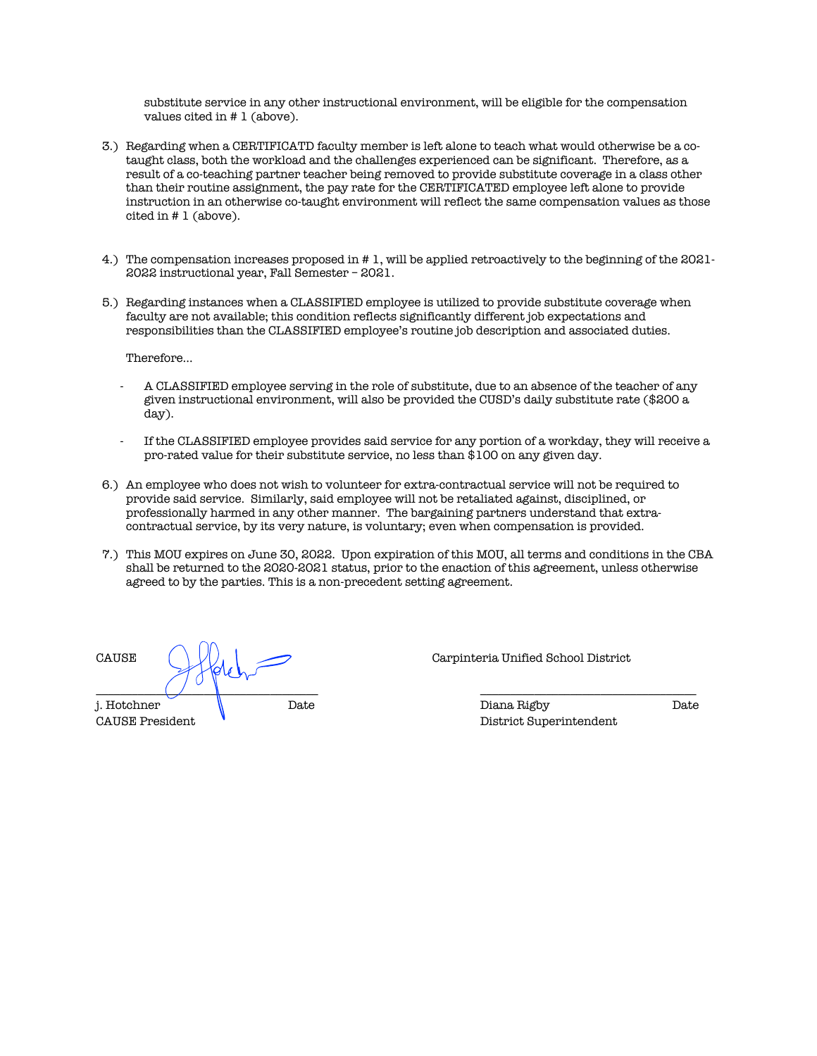substitute service in any other instructional environment, will be eligible for the compensation values cited in # 1 (above).

3.) Regarding when a CERTIFICATD faculty member is left alone to teach what would otherwise be a co-taught class, both the workload and the challenges experienced can be significant. Therefore, as a result of a co-teaching partner teacher being removed to provide substitute coverage in a class other than their routine assignment, the pay rate for the CERTIFICATED employee left alone to provide instruction in an otherwise co-taught environment will reflect the same compensation values as those cited in # 1 (above).

4.) The compensation increases proposed in # 1, will be applied retroactively to the beginning of the 2021-2022 instructional year, Fall Semester – 2021.

5.) Regarding instances when a CLASSIFIED employee is utilized to provide substitute coverage when faculty are not available; this condition reflects significantly different job expectations and responsibilities than the CLASSIFIED employee's routine job description and associated duties.

Therefore...

- A CLASSIFIED employee serving in the role of substitute, due to an absence of the teacher of any given instructional environment, will also be provided the CUSD's daily substitute rate ($200 a day).
- If the CLASSIFIED employee provides said service for any portion of a workday, they will receive a pro-rated value for their substitute service, no less than $100 on any given day.

6.) An employee who does not wish to volunteer for extra-contractual service will not be required to provide said service. Similarly, said employee will not be retaliated against, disciplined, or professionally harmed in any other manner. The bargaining partners understand that extra-contractual service, by its very nature, is voluntary; even when compensation is provided.

7.) This MOU expires on June 30, 2022. Upon expiration of this MOU, all terms and conditions in the CBA shall be returned to the 2020-2021 status, prior to the enaction of this agreement, unless otherwise agreed to by the parties. This is a non-precedent setting agreement.

CAUSE

_________________________________
j. Hotchner Date
CAUSE President

Carpinteria Unified School District

_________________________________
Diana Rigby Date
District Superintendent